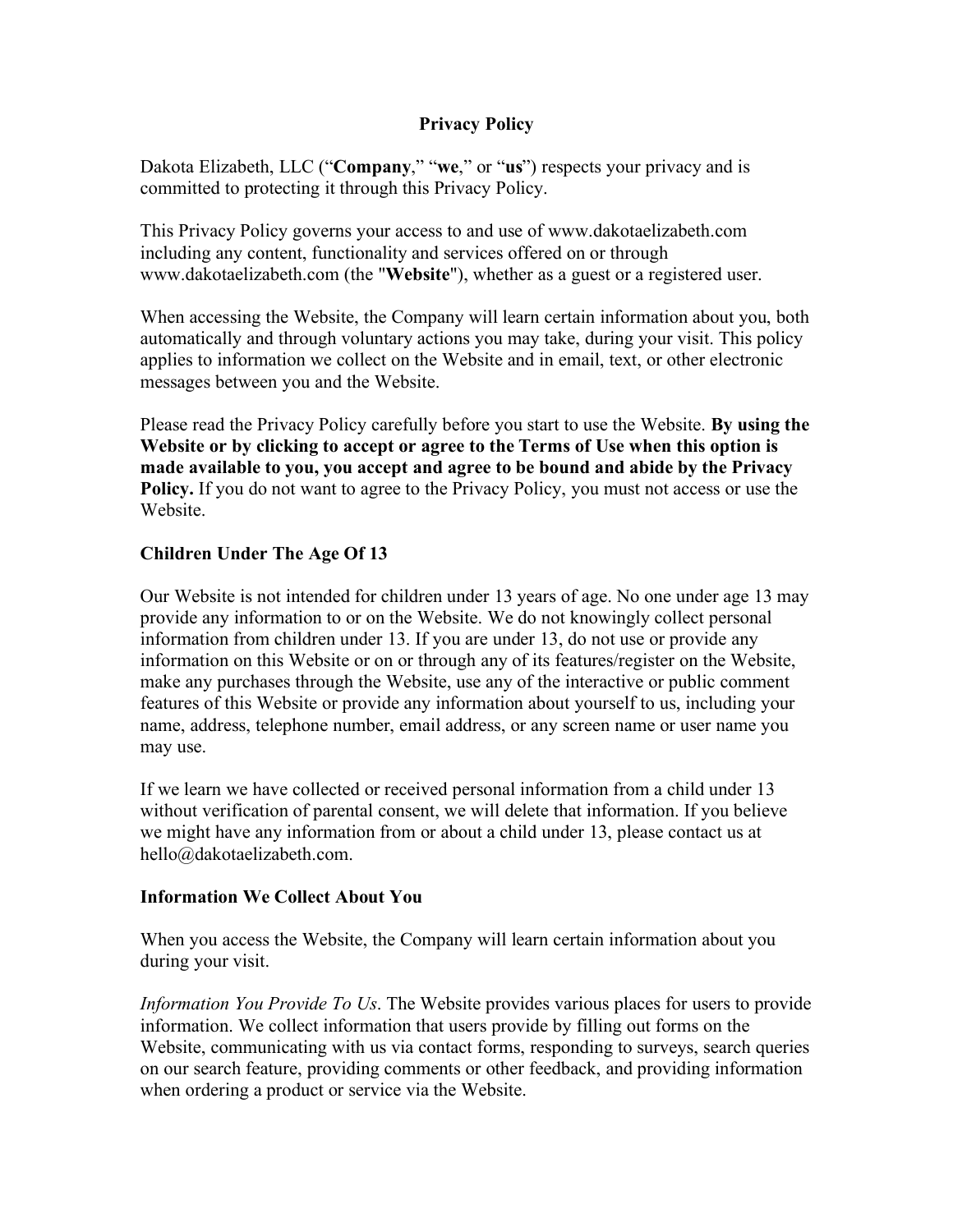# Privacy Policy

Dakota Elizabeth, LLC ("**Company**," "**we**," or "**us**") respects your privacy and is committed to protecting it through this Privacy Policy.

This Privacy Policy governs your access to and use of www.dakotaelizabeth.com including any content, functionality and services offered on or through www.dakotaelizabeth.com (the "**Website**"), whether as a guest or a registered user.

When accessing the Website, the Company will learn certain information about you, both automatically and through voluntary actions you may take, during your visit. This policy applies to information we collect on the Website and in email, text, or other electronic messages between you and the Website.

Please read the Privacy Policy carefully before you start to use the Website. **By using the Website or by clicking to accept or agree to the Terms of Use when this option is made available to you, you accept and agree to be bound and abide by the Privacy Policy.** If you do not want to agree to the Privacy Policy, you must not access or use the Website.

## Children Under The Age Of 13

Our Website is not intended for children under 13 years of age. No one under age 13 may provide any information to or on the Website. We do not knowingly collect personal information from children under 13. If you are under 13, do not use or provide any information on this Website or on or through any of its features/register on the Website, make any purchases through the Website, use any of the interactive or public comment features of this Website or provide any information about yourself to us, including your name, address, telephone number, email address, or any screen name or user name you may use.

If we learn we have collected or received personal information from a child under 13 without verification of parental consent, we will delete that information. If you believe we might have any information from or about a child under 13, please contact us at hello@dakotaelizabeth.com.

## Information We Collect About You

When you access the Website, the Company will learn certain information about you during your visit.

*Information You Provide To Us*. The Website provides various places for users to provide information. We collect information that users provide by filling out forms on the Website, communicating with us via contact forms, responding to surveys, search queries on our search feature, providing comments or other feedback, and providing information when ordering a product or service via the Website.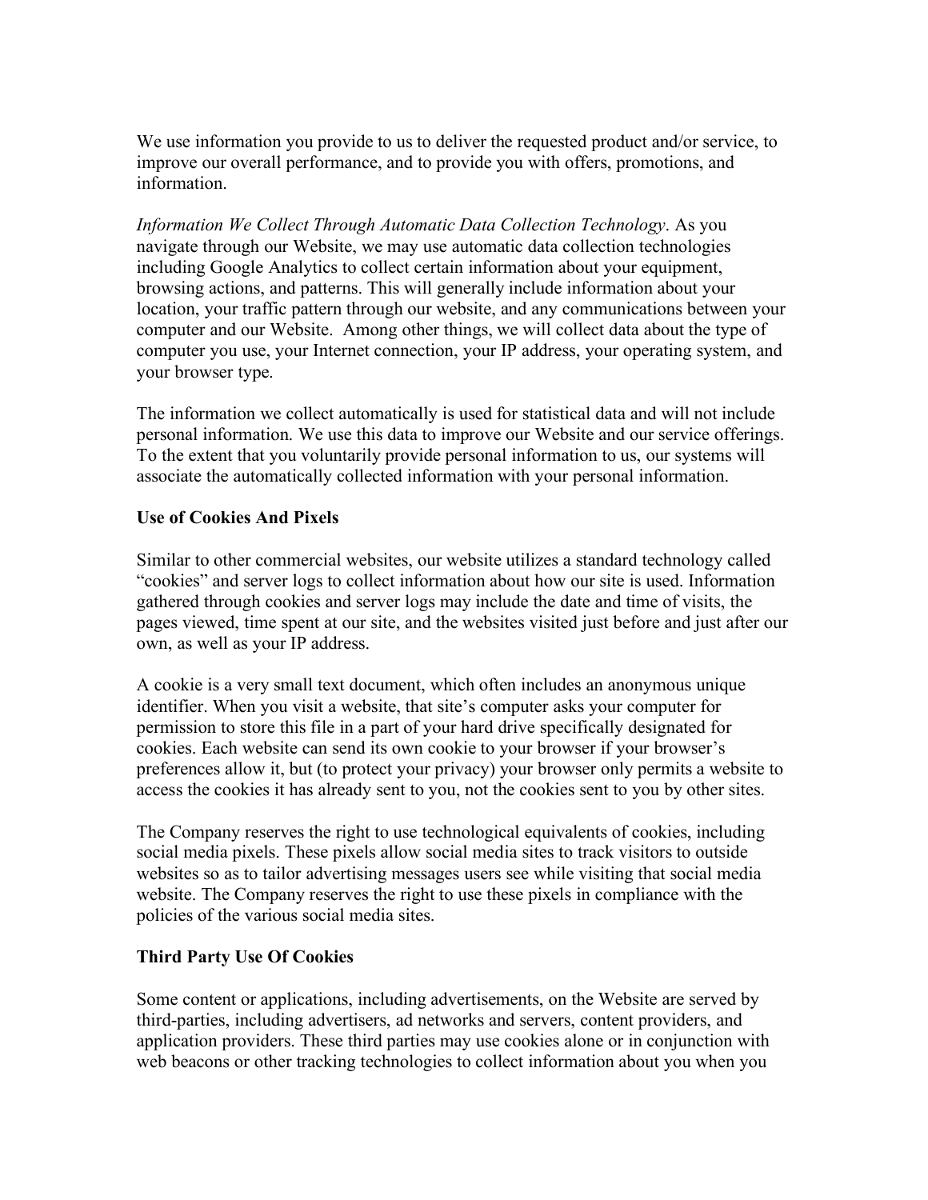We use information you provide to us to deliver the requested product and/or service, to improve our overall performance, and to provide you with offers, promotions, and information.

*Information We Collect Through Automatic Data Collection Technology*. As you navigate through our Website, we may use automatic data collection technologies including Google Analytics to collect certain information about your equipment, browsing actions, and patterns. This will generally include information about your location, your traffic pattern through our website, and any communications between your computer and our Website. Among other things, we will collect data about the type of computer you use, your Internet connection, your IP address, your operating system, and your browser type.

The information we collect automatically is used for statistical data and will not include personal information. We use this data to improve our Website and our service offerings. To the extent that you voluntarily provide personal information to us, our systems will associate the automatically collected information with your personal information.

**Use of Cookies And Pixels**

Similar to other commercial websites, our website utilizes a standard technology called "cookies" and server logs to collect information about how our site is used. Information gathered through cookies and server logs may include the date and time of visits, the pages viewed, time spent at our site, and the websites visited just before and just after our own, as well as your IP address.

A cookie is a very small text document, which often includes an anonymous unique identifier. When you visit a website, that site's computer asks your computer for permission to store this file in a part of your hard drive specifically designated for cookies. Each website can send its own cookie to your browser if your browser's preferences allow it, but (to protect your privacy) your browser only permits a website to access the cookies it has already sent to you, not the cookies sent to you by other sites.

The Company reserves the right to use technological equivalents of cookies, including social media pixels. These pixels allow social media sites to track visitors to outside websites so as to tailor advertising messages users see while visiting that social media website. The Company reserves the right to use these pixels in compliance with the policies of the various social media sites.

**Third Party Use Of Cookies**

Some content or applications, including advertisements, on the Website are served by third-parties, including advertisers, ad networks and servers, content providers, and application providers. These third parties may use cookies alone or in conjunction with web beacons or other tracking technologies to collect information about you when you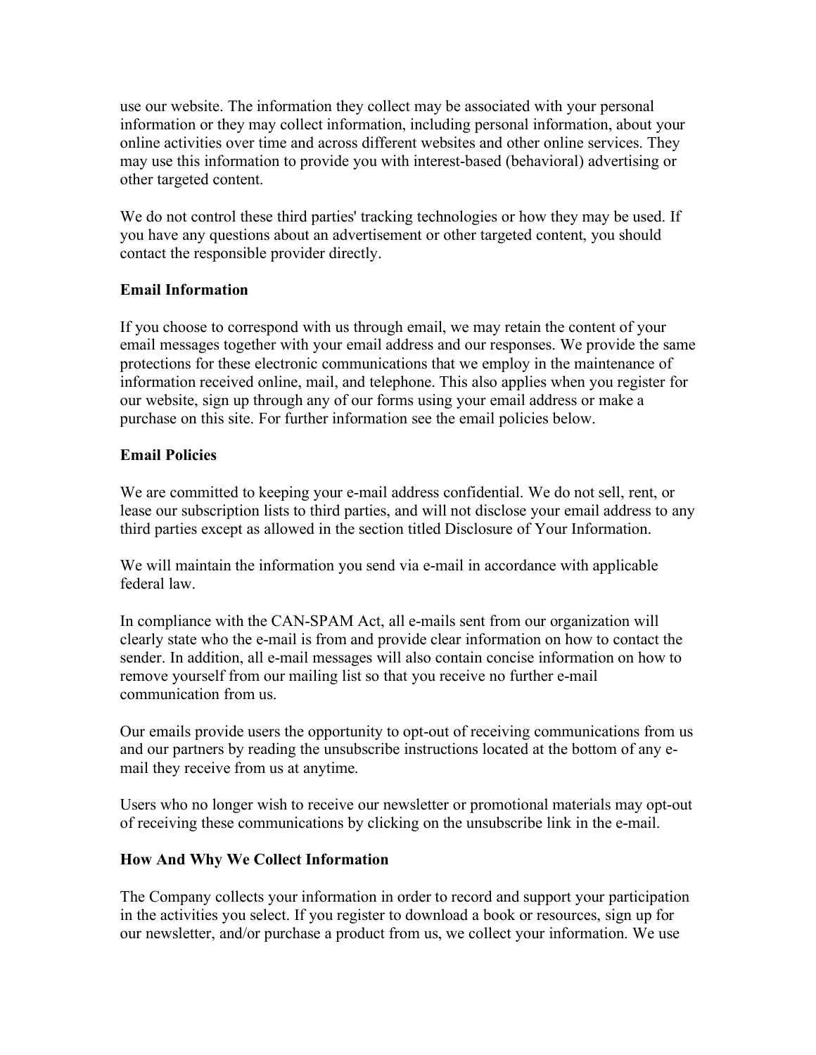use our website. The information they collect may be associated with your personal information or they may collect information, including personal information, about your online activities over time and across different websites and other online services. They may use this information to provide you with interest-based (behavioral) advertising or other targeted content.

We do not control these third parties' tracking technologies or how they may be used. If you have any questions about an advertisement or other targeted content, you should contact the responsible provider directly.

**Email Information**

If you choose to correspond with us through email, we may retain the content of your email messages together with your email address and our responses. We provide the same protections for these electronic communications that we employ in the maintenance of information received online, mail, and telephone. This also applies when you register for our website, sign up through any of our forms using your email address or make a purchase on this site. For further information see the email policies below.

**Email Policies**

We are committed to keeping your e-mail address confidential. We do not sell, rent, or lease our subscription lists to third parties, and will not disclose your email address to any third parties except as allowed in the section titled Disclosure of Your Information.

We will maintain the information you send via e-mail in accordance with applicable federal law.

In compliance with the CAN-SPAM Act, all e-mails sent from our organization will clearly state who the e-mail is from and provide clear information on how to contact the sender. In addition, all e-mail messages will also contain concise information on how to remove yourself from our mailing list so that you receive no further e-mail communication from us.

Our emails provide users the opportunity to opt-out of receiving communications from us and our partners by reading the unsubscribe instructions located at the bottom of any e-mail they receive from us at anytime.

Users who no longer wish to receive our newsletter or promotional materials may opt-out of receiving these communications by clicking on the unsubscribe link in the e-mail.

**How And Why We Collect Information**

The Company collects your information in order to record and support your participation in the activities you select. If you register to download a book or resources, sign up for our newsletter, and/or purchase a product from us, we collect your information. We use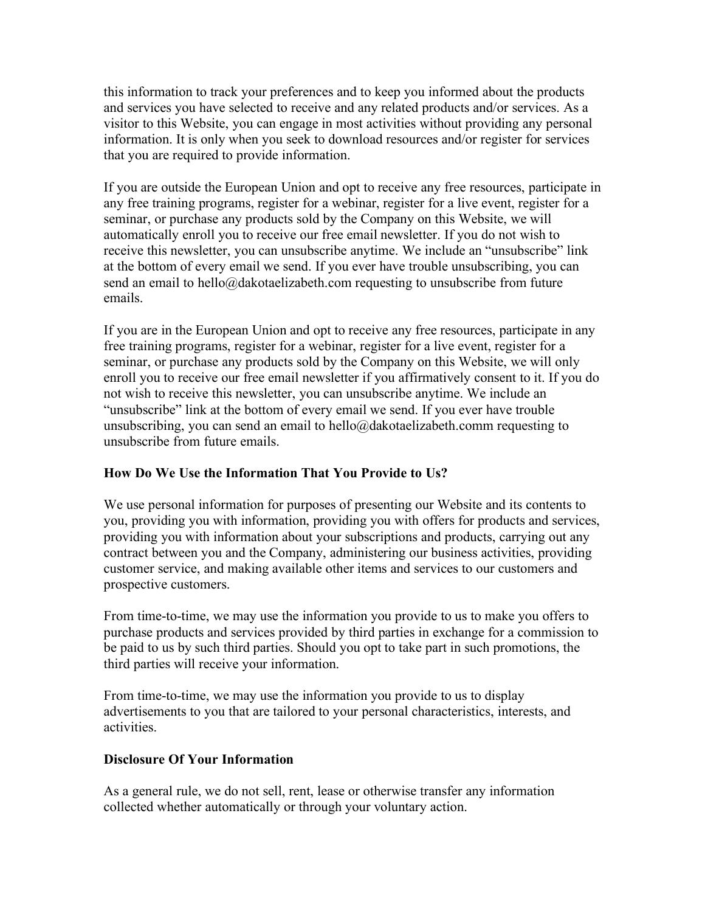this information to track your preferences and to keep you informed about the products and services you have selected to receive and any related products and/or services. As a visitor to this Website, you can engage in most activities without providing any personal information. It is only when you seek to download resources and/or register for services that you are required to provide information.

If you are outside the European Union and opt to receive any free resources, participate in any free training programs, register for a webinar, register for a live event, register for a seminar, or purchase any products sold by the Company on this Website, we will automatically enroll you to receive our free email newsletter. If you do not wish to receive this newsletter, you can unsubscribe anytime. We include an "unsubscribe" link at the bottom of every email we send. If you ever have trouble unsubscribing, you can send an email to hello@dakotaelizabeth.com requesting to unsubscribe from future emails.

If you are in the European Union and opt to receive any free resources, participate in any free training programs, register for a webinar, register for a live event, register for a seminar, or purchase any products sold by the Company on this Website, we will only enroll you to receive our free email newsletter if you affirmatively consent to it. If you do not wish to receive this newsletter, you can unsubscribe anytime. We include an "unsubscribe" link at the bottom of every email we send. If you ever have trouble unsubscribing, you can send an email to hello@dakotaelizabeth.comm requesting to unsubscribe from future emails.

**How Do We Use the Information That You Provide to Us?**

We use personal information for purposes of presenting our Website and its contents to you, providing you with information, providing you with offers for products and services, providing you with information about your subscriptions and products, carrying out any contract between you and the Company, administering our business activities, providing customer service, and making available other items and services to our customers and prospective customers.

From time-to-time, we may use the information you provide to us to make you offers to purchase products and services provided by third parties in exchange for a commission to be paid to us by such third parties. Should you opt to take part in such promotions, the third parties will receive your information.

From time-to-time, we may use the information you provide to us to display advertisements to you that are tailored to your personal characteristics, interests, and activities.

**Disclosure Of Your Information**

As a general rule, we do not sell, rent, lease or otherwise transfer any information collected whether automatically or through your voluntary action.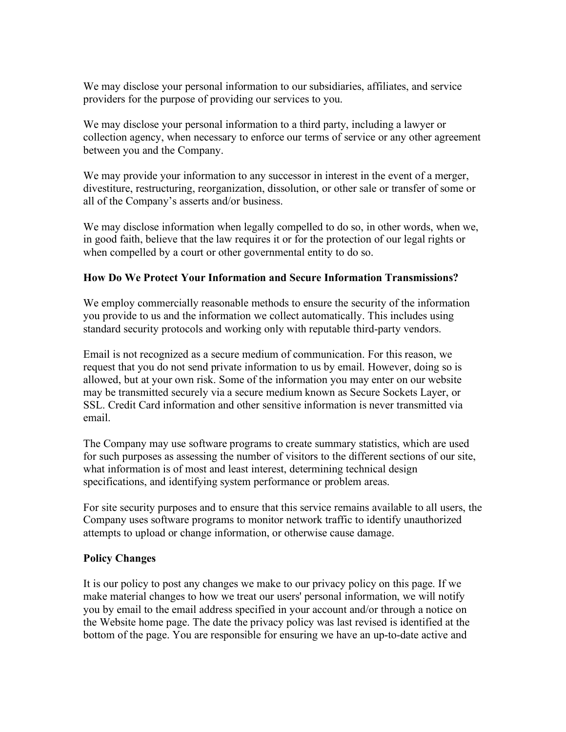We may disclose your personal information to our subsidiaries, affiliates, and service providers for the purpose of providing our services to you.

We may disclose your personal information to a third party, including a lawyer or collection agency, when necessary to enforce our terms of service or any other agreement between you and the Company.

We may provide your information to any successor in interest in the event of a merger, divestiture, restructuring, reorganization, dissolution, or other sale or transfer of some or all of the Company's asserts and/or business.

We may disclose information when legally compelled to do so, in other words, when we, in good faith, believe that the law requires it or for the protection of our legal rights or when compelled by a court or other governmental entity to do so.

**How Do We Protect Your Information and Secure Information Transmissions?**

We employ commercially reasonable methods to ensure the security of the information you provide to us and the information we collect automatically. This includes using standard security protocols and working only with reputable third-party vendors.

Email is not recognized as a secure medium of communication. For this reason, we request that you do not send private information to us by email. However, doing so is allowed, but at your own risk. Some of the information you may enter on our website may be transmitted securely via a secure medium known as Secure Sockets Layer, or SSL. Credit Card information and other sensitive information is never transmitted via email.

The Company may use software programs to create summary statistics, which are used for such purposes as assessing the number of visitors to the different sections of our site, what information is of most and least interest, determining technical design specifications, and identifying system performance or problem areas.

For site security purposes and to ensure that this service remains available to all users, the Company uses software programs to monitor network traffic to identify unauthorized attempts to upload or change information, or otherwise cause damage.

**Policy Changes**

It is our policy to post any changes we make to our privacy policy on this page. If we make material changes to how we treat our users' personal information, we will notify you by email to the email address specified in your account and/or through a notice on the Website home page. The date the privacy policy was last revised is identified at the bottom of the page. You are responsible for ensuring we have an up-to-date active and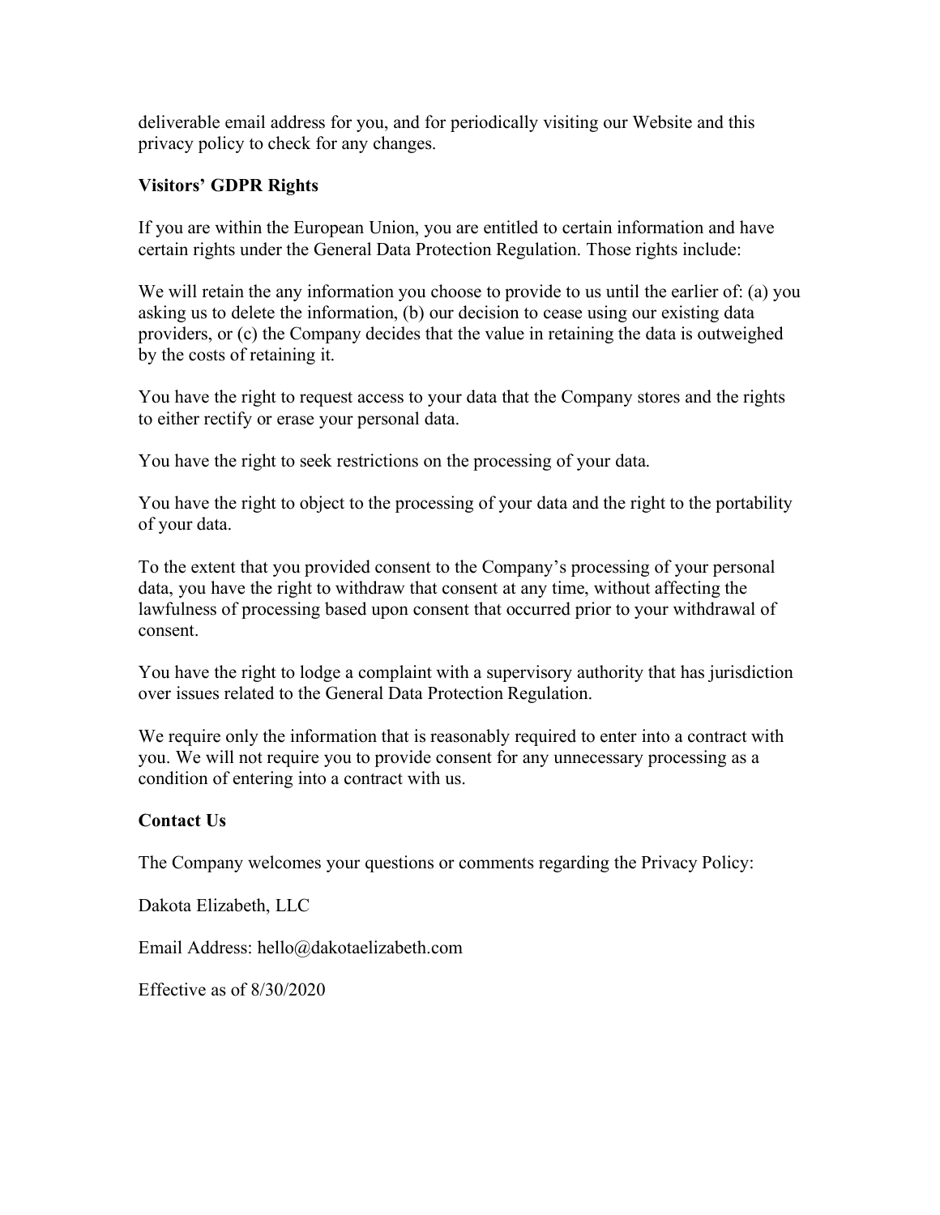deliverable email address for you, and for periodically visiting our Website and this privacy policy to check for any changes.

**Visitors' GDPR Rights**

If you are within the European Union, you are entitled to certain information and have certain rights under the General Data Protection Regulation. Those rights include:

We will retain the any information you choose to provide to us until the earlier of: (a) you asking us to delete the information, (b) our decision to cease using our existing data providers, or (c) the Company decides that the value in retaining the data is outweighed by the costs of retaining it.

You have the right to request access to your data that the Company stores and the rights to either rectify or erase your personal data.

You have the right to seek restrictions on the processing of your data.

You have the right to object to the processing of your data and the right to the portability of your data.

To the extent that you provided consent to the Company's processing of your personal data, you have the right to withdraw that consent at any time, without affecting the lawfulness of processing based upon consent that occurred prior to your withdrawal of consent.

You have the right to lodge a complaint with a supervisory authority that has jurisdiction over issues related to the General Data Protection Regulation.

We require only the information that is reasonably required to enter into a contract with you. We will not require you to provide consent for any unnecessary processing as a condition of entering into a contract with us.

**Contact Us**

The Company welcomes your questions or comments regarding the Privacy Policy:

Dakota Elizabeth, LLC

Email Address: hello@dakotaelizabeth.com

Effective as of 8/30/2020